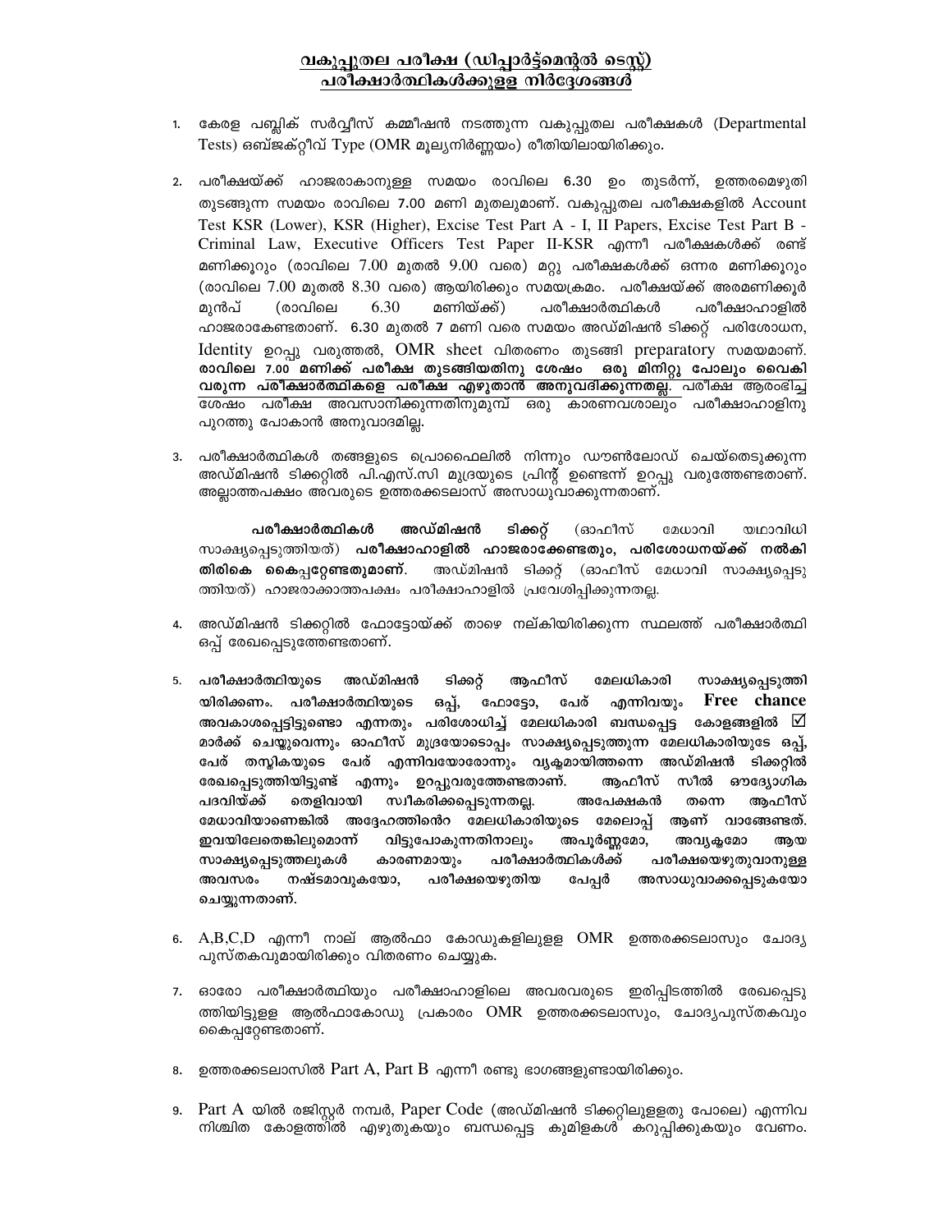# വകുപ്പുതല പരീക്ഷ (ഡിപ്പാർട്ട്മെന്റൽ ടെസ്റ്റ്) പരീക്ഷാർത്ഥികൾക്കുള്ള നിർദ്ദേശങ്ങൾ

1. കേരള പബ്ലിക് സർവ്വീസ് കമ്മീഷൻ നടത്തുന്ന വകുപ്പുതല പരീക്ഷകൾ (Departmental Tests) ഒബ്ജക്റ്റീവ് Type (OMR മൂല്യനിർണ്ണയം) രീതിയിലായിരിക്കും.

2. പരീക്ഷയ്ക്ക് ഹാജരാകാനുള്ള സമയം രാവിലെ 6.30 ഉം തുടർന്ന്, ഉത്തരമെഴുതി തുടങ്ങുന്ന സമയം രാവിലെ 7.00 മണി മുതലുമാണ്. വകുപ്പുതല പരീക്ഷകളിൽ Account Test KSR (Lower), KSR (Higher), Excise Test Part A - I, II Papers, Excise Test Part B - Criminal Law, Executive Officers Test Paper II-KSR എന്നീ പരീക്ഷകൾക്ക് രണ്ട് മണിക്കൂറും (രാവിലെ 7.00 മുതൽ 9.00 വരെ) മറ്റു പരീക്ഷകൾക്ക് ഒന്നര മണിക്കൂറും (രാവിലെ 7.00 മുതൽ 8.30 വരെ) ആയിരിക്കും സമയക്രമം. പരീക്ഷയ്ക്ക് അരമണിക്കൂർ മുൻപ് (രാവിലെ 6.30 മണിയ്ക്ക്) പരീക്ഷാർത്ഥികൾ പരീക്ഷാഹാളിൽ ഹാജരാകേണ്ടതാണ്. 6.30 മുതൽ 7 മണി വരെ സമയം അഡ്മിഷൻ ടിക്കറ്റ് പരിശോധന, Identity ഉറപ്പു വരുത്തൽ, OMR sheet വിതരണം തുടങ്ങി preparatory സമയമാണ്. **രാവിലെ 7.00 മണിക്ക് പരീക്ഷ തുടങ്ങിയതിനു ശേഷം ഒരു മിനിറ്റു പോലും വൈകി വരുന്ന പരീക്ഷാർത്ഥികളെ പരീക്ഷ എഴുതാൻ അനുവദിക്കുന്നതല്ല.** പരീക്ഷ ആരംഭിച്ച ശേഷം പരീക്ഷ അവസാനിക്കുന്നതിനുമുമ്പ് ഒരു കാരണവശാലും പരീക്ഷാഹാളിനു പുറത്തു പോകാൻ അനുവാദമില്ല.

3. പരീക്ഷാർത്ഥികൾ തങ്ങളുടെ പ്രൊഫൈലിൽ നിന്നും ഡൗൺലോഡ് ചെയ്തെടുക്കുന്ന അഡ്മിഷൻ ടിക്കറ്റിൽ പി.എസ്.സി മുദ്രയുടെ പ്രിന്റ് ഉണ്ടെന്ന് ഉറപ്പു വരുത്തേണ്ടതാണ്. അല്ലാത്തപക്ഷം അവരുടെ ഉത്തരക്കടലാസ് അസാധുവാക്കുന്നതാണ്.

   **പരീക്ഷാർത്ഥികൾ അഡ്മിഷൻ ടിക്കറ്റ്** (ഓഫീസ് മേധാവി യഥാവിധി സാക്ഷ്യപ്പെടുത്തിയത്) **പരീക്ഷാഹാളിൽ ഹാജരാക്കേണ്ടതും, പരിശോധനയ്ക്ക് നൽകി തിരികെ കൈപ്പറ്റേണ്ടതുമാണ്.** അഡ്മിഷൻ ടിക്കറ്റ് (ഓഫീസ് മേധാവി സാക്ഷ്യപ്പെടുത്തിയത്) ഹാജരാക്കാത്തപക്ഷം പരീക്ഷാഹാളിൽ പ്രവേശിപ്പിക്കുന്നതല്ല.

4. അഡ്മിഷൻ ടിക്കറ്റിൽ ഫോട്ടോയ്ക്ക് താഴെ നല്കിയിരിക്കുന്ന സ്ഥലത്ത് പരീക്ഷാർത്ഥി ഒപ്പ് രേഖപ്പെടുത്തേണ്ടതാണ്.

5. **പരീക്ഷാർത്ഥിയുടെ അഡ്മിഷൻ ടിക്കറ്റ് ആഫീസ് മേലധികാരി സാക്ഷ്യപ്പെടുത്തിയിരിക്കണം. പരീക്ഷാർത്ഥിയുടെ ഒപ്പ്, ഫോട്ടോ, പേര് എന്നിവയും. Free chance അവകാശപ്പെട്ടിട്ടുണ്ടോ എന്നതും പരിശോധിച്ച് മേലധികാരി ബന്ധപ്പെട്ട കോളങ്ങളിൽ ☑ മാർക്ക് ചെയ്യുവെന്നും ഓഫീസ് മുദ്രയോടൊപ്പം സാക്ഷ്യപ്പെടുത്തുന്ന മേലധികാരിയുടെ ഒപ്പ്, പേര് തസ്തികയുടെ പേര് എന്നിവയോടൊന്നും വ്യക്തമായിത്തന്നെ അഡ്മിഷൻ ടിക്കറ്റിൽ രേഖപ്പെടുത്തിയിട്ടുണ്ട് എന്നും ഉറപ്പുവരുത്തേണ്ടതാണ്. ആഫീസ് സീൽ ഔദ്യോഗിക പദവിയ്ക്ക് തെളിവായി സ്വീകരിക്കപ്പെടുന്നതല്ല. അപേക്ഷകൻ തന്നെ ആഫീസ് മേധാവിയാണെങ്കിൽ അദ്ദേഹത്തിന്റെ മേലധികാരിയുടെ മേലൊപ്പ് ആണ് വാങ്ങേണ്ടത്. ഇവയിലേതെങ്കിലുമൊന്ന് വിട്ടുപോകുന്നതിനാലും അപൂർണ്ണമോ, അവ്യക്തമോ ആയ സാക്ഷ്യപ്പെടുത്തലുകൾ കാരണമായും പരീക്ഷാർത്ഥികൾക്ക് പരീക്ഷയെഴുതുവാനുള്ള അവസരം നഷ്ടമാവുകയോ, പരീക്ഷയെഴുതിയ പേപ്പർ അസാധുവാക്കപ്പെടുകയോ ചെയ്യുന്നതാണ്.**

6. A,B,C,D എന്നീ നാല് ആൽഫാ കോഡുകളിലുള്ള OMR ഉത്തരക്കടലാസും ചോദ്യ പുസ്തകവുമായിരിക്കും വിതരണം ചെയ്യുക.

7. ഓരോ പരീക്ഷാർത്ഥിയും പരീക്ഷാഹാളിലെ അവരവരുടെ ഇരിപ്പിടത്തിൽ രേഖപ്പെടുത്തിയിട്ടുള്ള ആൽഫാകോഡു പ്രകാരം OMR ഉത്തരക്കടലാസും, ചോദ്യപുസ്തകവും കൈപ്പറ്റേണ്ടതാണ്.

8. ഉത്തരക്കടലാസിൽ Part A, Part B എന്നീ രണ്ടു ഭാഗങ്ങളുണ്ടായിരിക്കും.

9. Part A യിൽ രജിസ്റ്റർ നമ്പർ, Paper Code (അഡ്മിഷൻ ടിക്കറ്റിലുള്ളതു പോലെ) എന്നിവ നിശ്ചിത കോളത്തിൽ എഴുതുകയും ബന്ധപ്പെട്ട കുമിളകൾ കറുപ്പിക്കുകയും വേണം.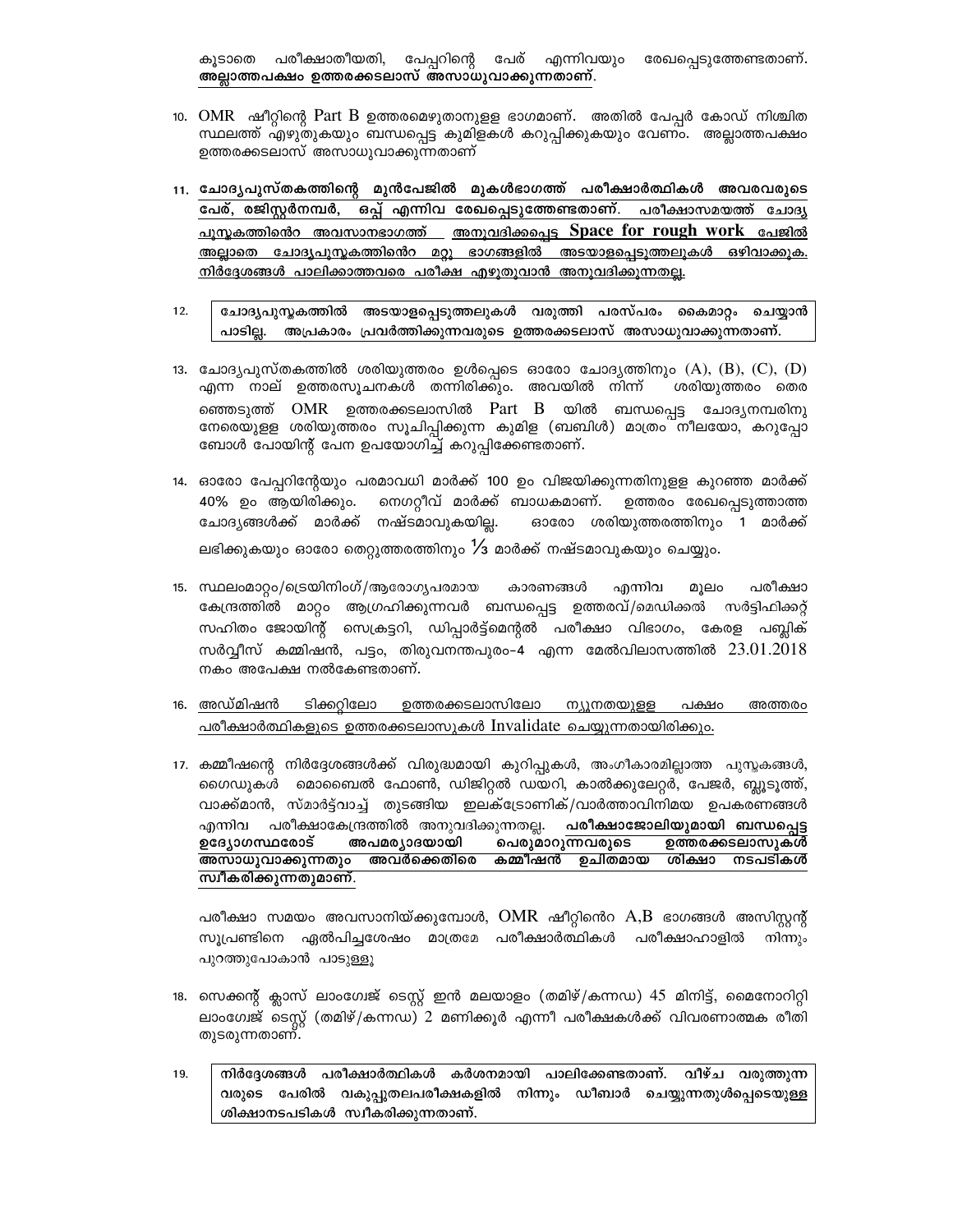കൂടാതെ പരീക്ഷാതീയതി, പേപ്പറിന്റെ പേര് എന്നിവയും രേഖപ്പെടുത്തേണ്ടതാണ്. **അല്ലാത്തപക്ഷം ഉത്തരക്കടലാസ് അസാധുവാക്കുന്നതാണ്.**

10. OMR ഷീറ്റിന്റെ Part B ഉത്തരമെഴുതാനുള്ള ഭാഗമാണ്. അതിൽ പേപ്പർ കോഡ് നിശ്ചിത സ്ഥലത്ത് എഴുതുകയും ബന്ധപ്പെട്ട കുമിളകൾ കറുപ്പിക്കുകയും വേണം. അല്ലാത്തപക്ഷം ഉത്തരക്കടലാസ് അസാധുവാക്കുന്നതാണ്

11. **ചോദ്യപുസ്തകത്തിന്റെ മുൻപേജിൽ മുകൾഭാഗത്ത് പരീക്ഷാർത്ഥികൾ അവരവരുടെ പേര്, രജിസ്റ്റർനമ്പർ, ഒപ്പ് എന്നിവ രേഖപ്പെടുത്തേണ്ടതാണ്.** പരീക്ഷാസമയത്ത് ചോദ്യ പുസ്തകത്തിന്റെ അവസാനഭാഗത്ത് അനുവദിക്കപ്പെട്ട **Space for rough work** പേജിൽ അല്ലാതെ ചോദ്യപുസ്തകത്തിന്റെ മറ്റു ഭാഗങ്ങളിൽ അടയാളപ്പെടുത്തലുകൾ ഒഴിവാക്കുക. നിർദ്ദേശങ്ങൾ പാലിക്കാത്തവരെ പരീക്ഷ എഴുതുവാൻ അനുവദിക്കുന്നതല്ല.

12. **ചോദ്യപുസ്തകത്തിൽ അടയാളപ്പെടുത്തലുകൾ വരുത്തി പരസ്പരം കൈമാറ്റം ചെയ്യാൻ പാടില്ല. അപ്രകാരം പ്രവർത്തിക്കുന്നവരുടെ ഉത്തരക്കടലാസ് അസാധുവാക്കുന്നതാണ്.**

13. ചോദ്യപുസ്തകത്തിൽ ശരിയുത്തരം ഉൾപ്പെടെ ഓരോ ചോദ്യത്തിനും (A), (B), (C), (D) എന്ന നാല് ഉത്തരസൂചനകൾ തന്നിരിക്കും. അവയിൽ നിന്ന് ശരിയുത്തരം തെരഞ്ഞെടുത്ത് OMR ഉത്തരക്കടലാസിൽ Part B യിൽ ബന്ധപ്പെട്ട ചോദ്യനമ്പരിനു നേരെയുള്ള ശരിയുത്തരം സൂചിപ്പിക്കുന്ന കുമിള (ബബിൾ) മാത്രം നീലയോ, കറുപ്പോ ബോൾ പോയിന്റ് പേന ഉപയോഗിച്ച് കറുപ്പിക്കേണ്ടതാണ്.

14. ഓരോ പേപ്പറിന്റേയും പരമാവധി മാർക്ക് 100 ഉം വിജയിക്കുന്നതിനുള്ള കുറഞ്ഞ മാർക്ക് 40% ഉം ആയിരിക്കും. നെഗറ്റീവ് മാർക്ക് ബാധകമാണ്. ഉത്തരം രേഖപ്പെടുത്താത്ത ചോദ്യങ്ങൾക്ക് മാർക്ക് നഷ്ടമാവുകയില്ല. ഓരോ ശരിയുത്തരത്തിനും 1 മാർക്ക് ലഭിക്കുകയും ഓരോ തെറ്റുത്തരത്തിനും $\frac{1}{3}$ മാർക്ക് നഷ്ടമാവുകയും ചെയ്യും.

15. സ്ഥലംമാറ്റം/ട്രെയിനിംഗ്/ആരോഗ്യപരമായ കാരണങ്ങൾ എന്നിവ മൂലം പരീക്ഷാ കേന്ദ്രത്തിൽ മാറ്റം ആഗ്രഹിക്കുന്നവർ ബന്ധപ്പെട്ട ഉത്തരവ്/മെഡിക്കൽ സർട്ടിഫിക്കറ്റ് സഹിതം ജോയിന്റ് സെക്രട്ടറി, ഡിപ്പാർട്ട്മെന്റൽ പരീക്ഷാ വിഭാഗം, കേരള പബ്ലിക് സർവ്വീസ് കമ്മിഷൻ, പട്ടം, തിരുവനന്തപുരം-4 എന്ന മേൽവിലാസത്തിൽ 23.01.2018 നകം അപേക്ഷ നൽകേണ്ടതാണ്.

16. അഡ്മിഷൻ ടിക്കറ്റിലോ ഉത്തരക്കടലാസിലോ ന്യൂനതയുള്ള പക്ഷം അത്തരം പരീക്ഷാർത്ഥികളുടെ ഉത്തരക്കടലാസുകൾ Invalidate ചെയ്യുന്നതായിരിക്കും.

17. കമ്മീഷന്റെ നിർദ്ദേശങ്ങൾക്ക് വിരുദ്ധമായി കുറിപ്പുകൾ, അംഗീകാരമില്ലാത്ത പുസ്തകങ്ങൾ, ഗൈഡുകൾ മൊബൈൽ ഫോൺ, ഡിജിറ്റൽ ഡയറി, കാൽക്കുലേറ്റർ, പേജർ, ബ്ലൂടൂത്ത്, വാക്ക്മാൻ, സ്മാർട്ട്‌വാച്ച് തുടങ്ങിയ ഇലക്ട്രോണിക്/വാർത്താവിനിമയ ഉപകരണങ്ങൾ എന്നിവ പരീക്ഷാകേന്ദ്രത്തിൽ അനുവദിക്കുന്നതല്ല. **പരീക്ഷാജോലിയുമായി ബന്ധപ്പെട്ട ഉദ്യോഗസ്ഥരോട് അപമര്യാദയായി പെരുമാറുന്നവരുടെ ഉത്തരക്കടലാസുകൾ അസാധുവാക്കുന്നതും അവർക്കെതിരെ കമ്മീഷൻ ഉചിതമായ ശിക്ഷാ നടപടികൾ സ്വീകരിക്കുന്നതുമാണ്.**

    പരീക്ഷാ സമയം അവസാനിയ്ക്കുമ്പോൾ, OMR ഷീറ്റിന്റെ A,B ഭാഗങ്ങൾ അസിസ്റ്റന്റ് സൂപ്രണ്ടിനെ ഏൽപിച്ചശേഷം മാത്രമേ പരീക്ഷാർത്ഥികൾ പരീക്ഷാഹാളിൽ നിന്നും പുറത്തുപോകാൻ പാടുള്ളൂ

18. സെക്കന്റ് ക്ലാസ് ലാംഗ്വേജ് ടെസ്റ്റ് ഇൻ മലയാളം (തമിഴ്/കന്നഡ) 45 മിനിട്ട്, മൈനോറിറ്റി ലാംഗ്വേജ് ടെസ്റ്റ് (തമിഴ്/കന്നഡ) 2 മണിക്കൂർ എന്നീ പരീക്ഷകൾക്ക് വിവരണാത്മക രീതി തുടരുന്നതാണ്.

19. **നിർദ്ദേശങ്ങൾ പരീക്ഷാർത്ഥികൾ കർശനമായി പാലിക്കേണ്ടതാണ്. വീഴ്ച വരുത്തുന്നവരുടെ പേരിൽ വകുപ്പുതലപരീക്ഷകളിൽ നിന്നും ഡീബാർ ചെയ്യുന്നതുൾപ്പെടെയുള്ള ശിക്ഷാനടപടികൾ സ്വീകരിക്കുന്നതാണ്.**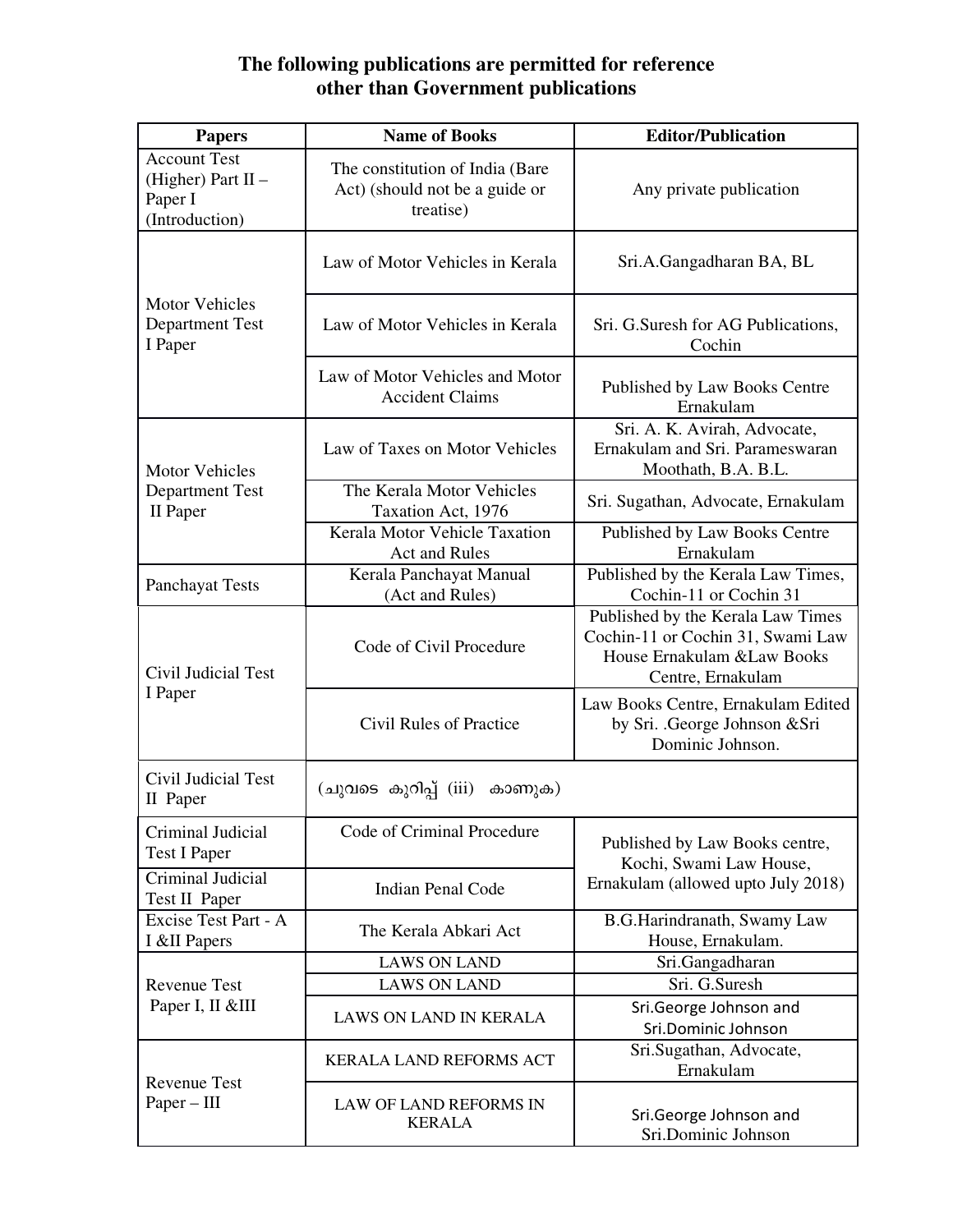## The following publications are permitted for reference other than Government publications

| Papers | Name of Books | Editor/Publication |
|---|---|---|
| Account Test (Higher) Part II – Paper I (Introduction) | The constitution of India (Bare Act) (should not be a guide or treatise) | Any private publication |
| Motor Vehicles Department Test I Paper | Law of Motor Vehicles in Kerala | Sri.A.Gangadharan BA, BL |
| | Law of Motor Vehicles in Kerala | Sri. G.Suresh for AG Publications, Cochin |
| | Law of Motor Vehicles and Motor Accident Claims | Published by Law Books Centre Ernakulam |
| Motor Vehicles Department Test II Paper | Law of Taxes on Motor Vehicles | Sri. A. K. Avirah, Advocate, Ernakulam and Sri. Parameswaran Moothath, B.A. B.L. |
| | The Kerala Motor Vehicles Taxation Act, 1976 | Sri. Sugathan, Advocate, Ernakulam |
| | Kerala Motor Vehicle Taxation Act and Rules | Published by Law Books Centre Ernakulam |
| Panchayat Tests | Kerala Panchayat Manual (Act and Rules) | Published by the Kerala Law Times, Cochin-11 or Cochin 31 |
| Civil Judicial Test I Paper | Code of Civil Procedure | Published by the Kerala Law Times Cochin-11 or Cochin 31, Swami Law House Ernakulam &Law Books Centre, Ernakulam |
| | Civil Rules of Practice | Law Books Centre, Ernakulam Edited by Sri. .George Johnson &Sri Dominic Johnson. |
| Civil Judicial Test II Paper | (ചുവടെ കുറിപ്പ് (iii) കാണുക) | |
| Criminal Judicial Test I Paper | Code of Criminal Procedure | Published by Law Books centre, Kochi, Swami Law House, Ernakulam (allowed upto July 2018) |
| Criminal Judicial Test II Paper | Indian Penal Code | |
| Excise Test Part - A I &II Papers | The Kerala Abkari Act | B.G.Harindranath, Swamy Law House, Ernakulam. |
| Revenue Test Paper I, II &III | LAWS ON LAND | Sri.Gangadharan |
| | LAWS ON LAND | Sri. G.Suresh |
| | LAWS ON LAND IN KERALA | Sri.George Johnson and Sri.Dominic Johnson |
| Revenue Test Paper – III | KERALA LAND REFORMS ACT | Sri.Sugathan, Advocate, Ernakulam |
| | LAW OF LAND REFORMS IN KERALA | Sri.George Johnson and Sri.Dominic Johnson |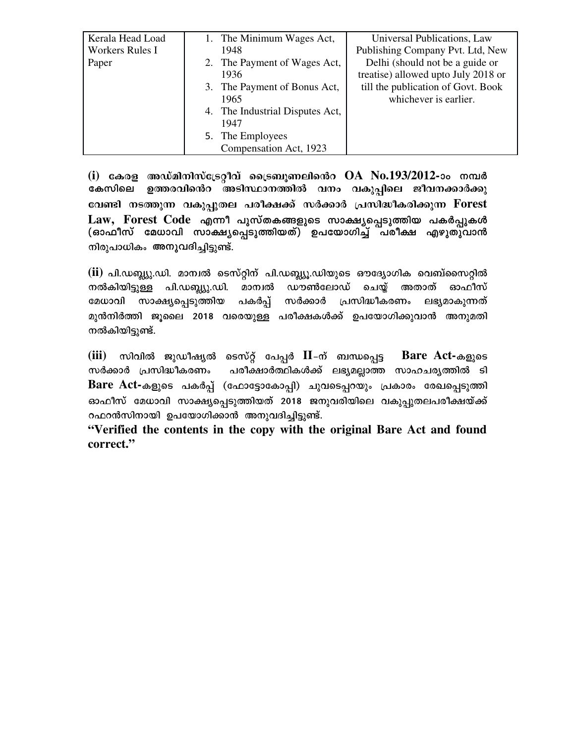| | | |
|---|---|---|
| Kerala Head Load Workers Rules I Paper | 1. The Minimum Wages Act, 1948<br>2. The Payment of Wages Act, 1936<br>3. The Payment of Bonus Act, 1965<br>4. The Industrial Disputes Act, 1947<br>5. The Employees Compensation Act, 1923 | Universal Publications, Law Publishing Company Pvt. Ltd, New Delhi (should not be a guide or treatise) allowed upto July 2018 or till the publication of Govt. Book whichever is earlier. |

**(i) കേരള അഡ്മിനിസ്ട്രേറ്റീവ് ട്രൈബ്യൂണലിന്റെ OA No.193/2012-ാം നമ്പർ കേസിലെ ഉത്തരവിന്റെ അടിസ്ഥാനത്തിൽ വനം വകുപ്പിലെ ജീവനക്കാർക്കു വേണ്ടി നടത്തുന്ന വകുപ്പുതല പരീക്ഷക്ക് സർക്കാർ പ്രസിദ്ധീകരിക്കുന്ന Forest Law, Forest Code എന്നീ പുസ്തകങ്ങളുടെ സാക്ഷ്യപ്പെടുത്തിയ പകർപ്പുകൾ (ഓഫീസ് മേധാവി സാക്ഷ്യപ്പെടുത്തിയത്) ഉപയോഗിച്ച് പരീക്ഷ എഴുതുവാൻ നിരുപാധികം അനുവദിച്ചിട്ടുണ്ട്.**

**(ii) പി.ഡബ്ല്യു.ഡി. മാന്വൽ ടെസ്റ്റിന് പി.ഡബ്ല്യൂ.ഡിയുടെ ഔദ്യോഗിക വെബ്സൈറ്റിൽ നൽകിയിട്ടുള്ള പി.ഡബ്ല്യു.ഡി. മാന്വൽ ഡൗൺലോഡ് ചെയ്ത് അതാത് ഓഫീസ് മേധാവി സാക്ഷ്യപ്പെടുത്തിയ പകർപ്പ് സർക്കാർ പ്രസിദ്ധീകരണം ലഭ്യമാകുന്നത് മുൻനിർത്തി ജൂലൈ 2018 വരെയുള്ള പരീക്ഷകൾക്ക് ഉപയോഗിക്കുവാൻ അനുമതി നൽകിയിട്ടുണ്ട്.**

**(iii) സിവിൽ ജുഡീഷ്യൽ ടെസ്റ്റ് പേപ്പർ II-ന് ബന്ധപ്പെട്ട Bare Act-കളുടെ സർക്കാർ പ്രസിദ്ധീകരണം പരീക്ഷാർത്ഥികൾക്ക് ലഭ്യമല്ലാത്ത സാഹചര്യത്തിൽ ടി Bare Act-കളുടെ പകർപ്പ് (ഫോട്ടോകോപ്പി) ചുവടെപ്പറയും പ്രകാരം രേഖപ്പെടുത്തി ഓഫീസ് മേധാവി സാക്ഷ്യപ്പെടുത്തിയത് 2018 ജനുവരിയിലെ വകുപ്പുതലപരീക്ഷയ്ക്ക് റഫറൻസിനായി ഉപയോഗിക്കാൻ അനുവദിച്ചിട്ടുണ്ട്.**

**"Verified the contents in the copy with the original Bare Act and found correct."**